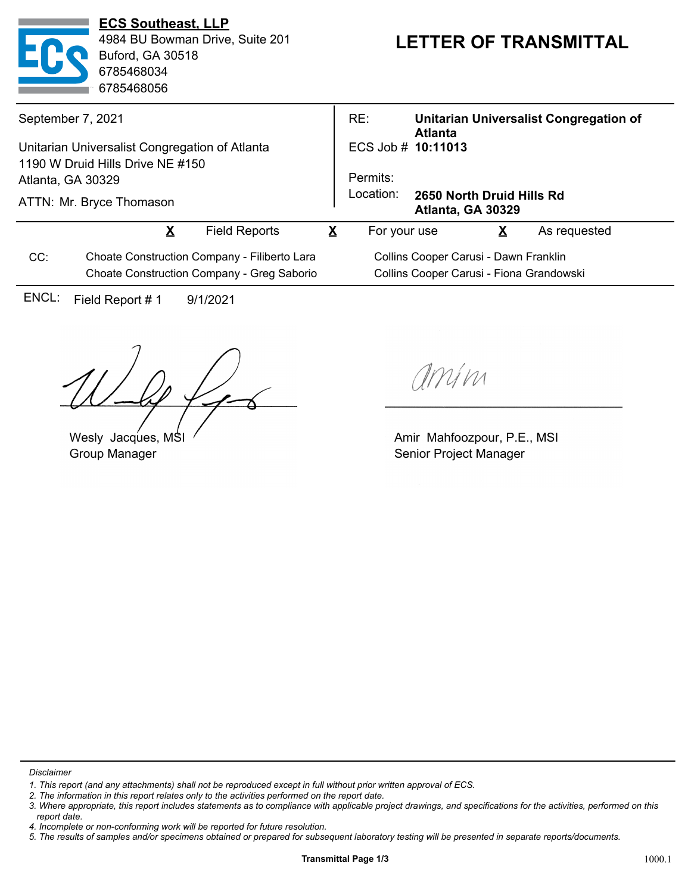**ECS Southeast, LLP**
4984 BU Bowman Drive, Suite 201
Buford, GA 30518
6785468034
6785468056

# LETTER OF TRANSMITTAL

September 7, 2021

Unitarian Universalist Congregation of Atlanta
1190 W Druid Hills Drive NE #150
Atlanta, GA 30329

ATTN: Mr. Bryce Thomason

RE: **Unitarian Universalist Congregation of Atlanta**
ECS Job # **10:11013**
Permits:
Location: **2650 North Druid Hills Rd Atlanta, GA 30329**

**X** Field Reports **X** For your use **X** As requested

CC:
Choate Construction Company - Filiberto Lara
Choate Construction Company - Greg Saborio
Collins Cooper Carusi - Dawn Franklin
Collins Cooper Carusi - Fiona Grandowski

ENCL: Field Report # 1 9/1/2021

Wesly Jacques, MSI
Group Manager

Amir Mahfoozpour, P.E., MSI
Senior Project Manager

*Disclaimer*

1. *This report (and any attachments) shall not be reproduced except in full without prior written approval of ECS.*
2. *The information in this report relates only to the activities performed on the report date.*
3. *Where appropriate, this report includes statements as to compliance with applicable project drawings, and specifications for the activities, performed on this report date.*
4. *Incomplete or non-conforming work will be reported for future resolution.*
5. *The results of samples and/or specimens obtained or prepared for subsequent laboratory testing will be presented in separate reports/documents.*

1000.1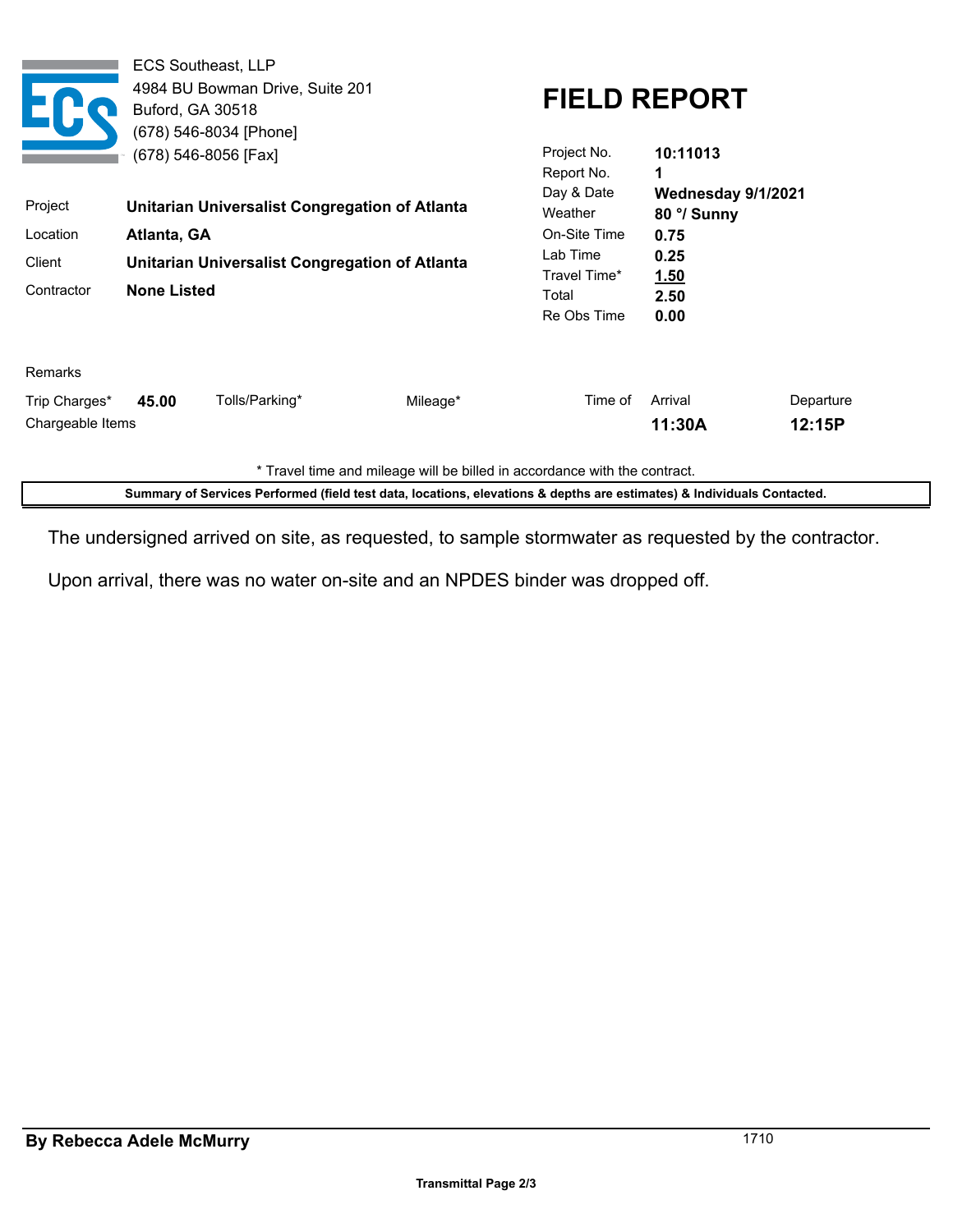ECS Southeast, LLP
4984 BU Bowman Drive, Suite 201
Buford, GA 30518
(678) 546-8034 [Phone]
(678) 546-8056 [Fax]

# FIELD REPORT

| | |
|---|---|
| Project | **Unitarian Universalist Congregation of Atlanta** |
| Location | **Atlanta, GA** |
| Client | **Unitarian Universalist Congregation of Atlanta** |
| Contractor | **None Listed** |

| | |
|---|---|
| Project No. | **10:11013** |
| Report No. | **1** |
| Day & Date | **Wednesday 9/1/2021** |
| Weather | **80 °/ Sunny** |
| On-Site Time | **0.75** |
| Lab Time | **0.25** |
| Travel Time* | **1.50** |
| Total | **2.50** |
| Re Obs Time | **0.00** |

Remarks

| Trip Charges* | Tolls/Parking* | Mileage* | Time of Arrival | Departure |
|---|---|---|---|---|
| **45.00** | | | **11:30A** | **12:15P** |

Chargeable Items

\* Travel time and mileage will be billed in accordance with the contract.

**Summary of Services Performed (field test data, locations, elevations & depths are estimates) & Individuals Contacted.**

The undersigned arrived on site, as requested, to sample stormwater as requested by the contractor.

Upon arrival, there was no water on-site and an NPDES binder was dropped off.

**By Rebecca Adele McMurry** 1710

**Transmittal Page 2/3**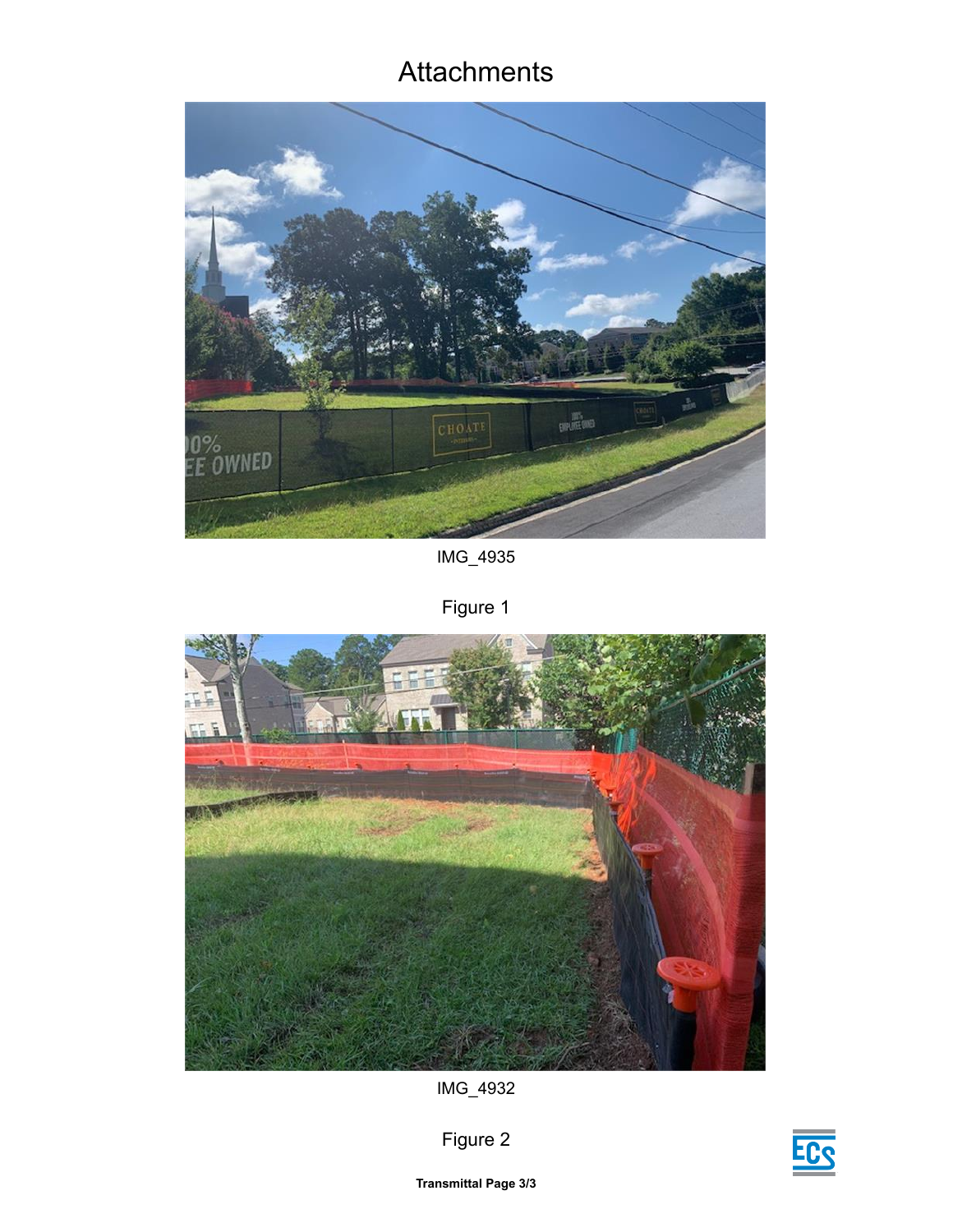# Attachments

IMG_4935

Figure 1

IMG_4932

Figure 2